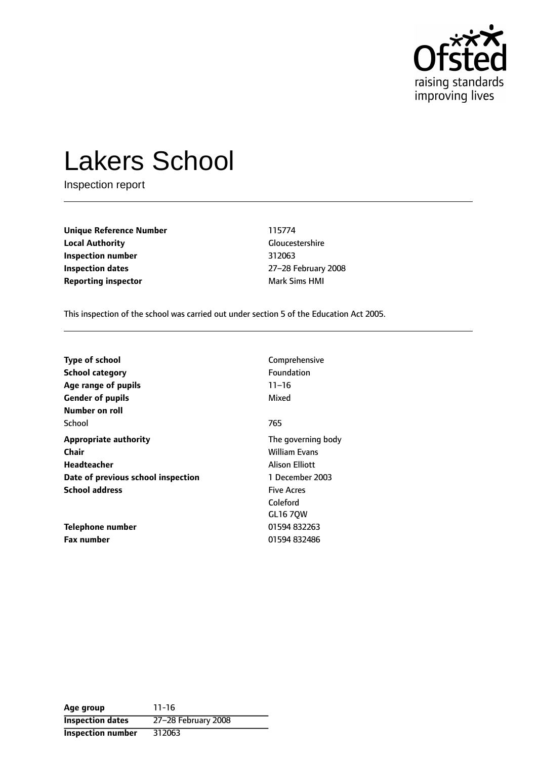Ofsted
raising standards
improving lives

# Lakers School

Inspection report

| | |
|---|---|
| **Unique Reference Number** | 115774 |
| **Local Authority** | Gloucestershire |
| **Inspection number** | 312063 |
| **Inspection dates** | 27–28 February 2008 |
| **Reporting inspector** | Mark Sims HMI |

This inspection of the school was carried out under section 5 of the Education Act 2005.

| | |
|---|---|
| **Type of school** | Comprehensive |
| **School category** | Foundation |
| **Age range of pupils** | 11–16 |
| **Gender of pupils** | Mixed |
| **Number on roll** | |
| School | 765 |
| **Appropriate authority** | The governing body |
| **Chair** | William Evans |
| **Headteacher** | Alison Elliott |
| **Date of previous school inspection** | 1 December 2003 |
| **School address** | Five Acres<br>Coleford<br>GL16 7QW |
| **Telephone number** | 01594 832263 |
| **Fax number** | 01594 832486 |

| | |
|---|---|
| **Age group** | 11-16 |
| **Inspection dates** | 27–28 February 2008 |
| **Inspection number** | 312063 |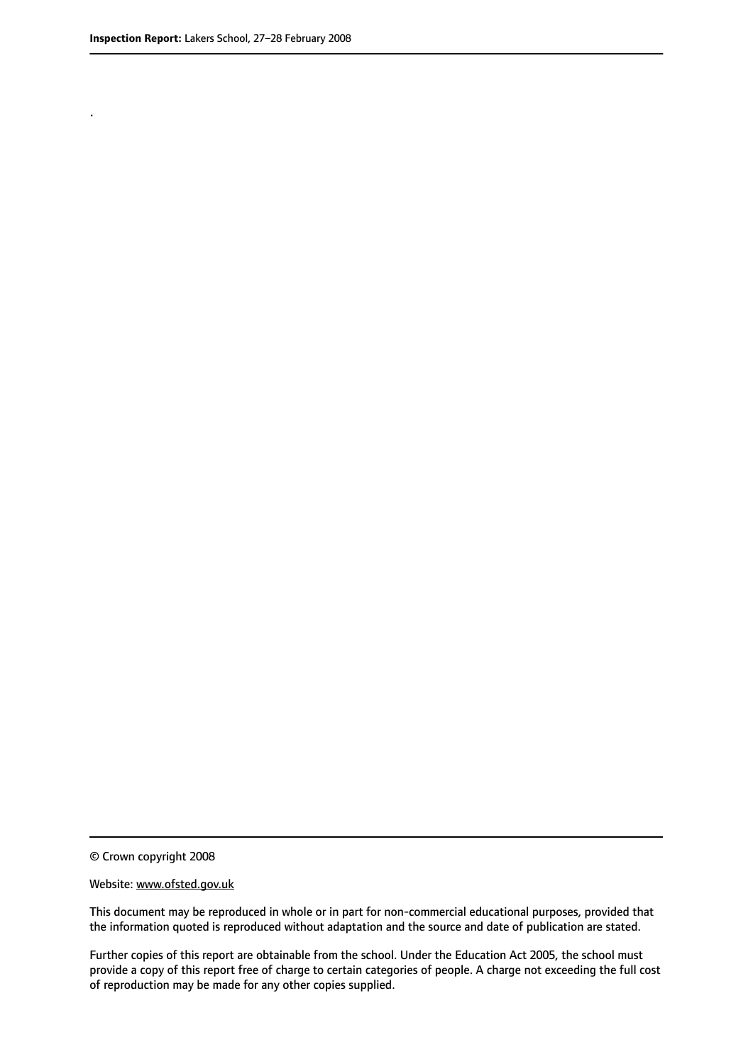.

© Crown copyright 2008

Website: www.ofsted.gov.uk

This document may be reproduced in whole or in part for non-commercial educational purposes, provided that the information quoted is reproduced without adaptation and the source and date of publication are stated.

Further copies of this report are obtainable from the school. Under the Education Act 2005, the school must provide a copy of this report free of charge to certain categories of people. A charge not exceeding the full cost of reproduction may be made for any other copies supplied.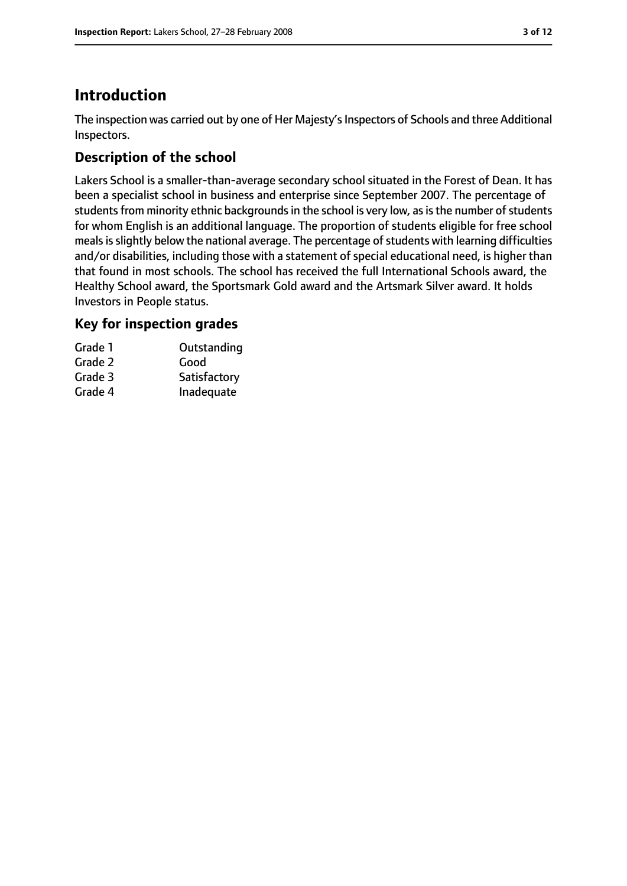## Introduction

The inspection was carried out by one of Her Majesty's Inspectors of Schools and three Additional Inspectors.

### Description of the school

Lakers School is a smaller-than-average secondary school situated in the Forest of Dean. It has been a specialist school in business and enterprise since September 2007. The percentage of students from minority ethnic backgrounds in the school is very low, as is the number of students for whom English is an additional language. The proportion of students eligible for free school meals is slightly below the national average. The percentage of students with learning difficulties and/or disabilities, including those with a statement of special educational need, is higher than that found in most schools. The school has received the full International Schools award, the Healthy School award, the Sportsmark Gold award and the Artsmark Silver award. It holds Investors in People status.

### Key for inspection grades

| | |
|---|---|
| Grade 1 | Outstanding |
| Grade 2 | Good |
| Grade 3 | Satisfactory |
| Grade 4 | Inadequate |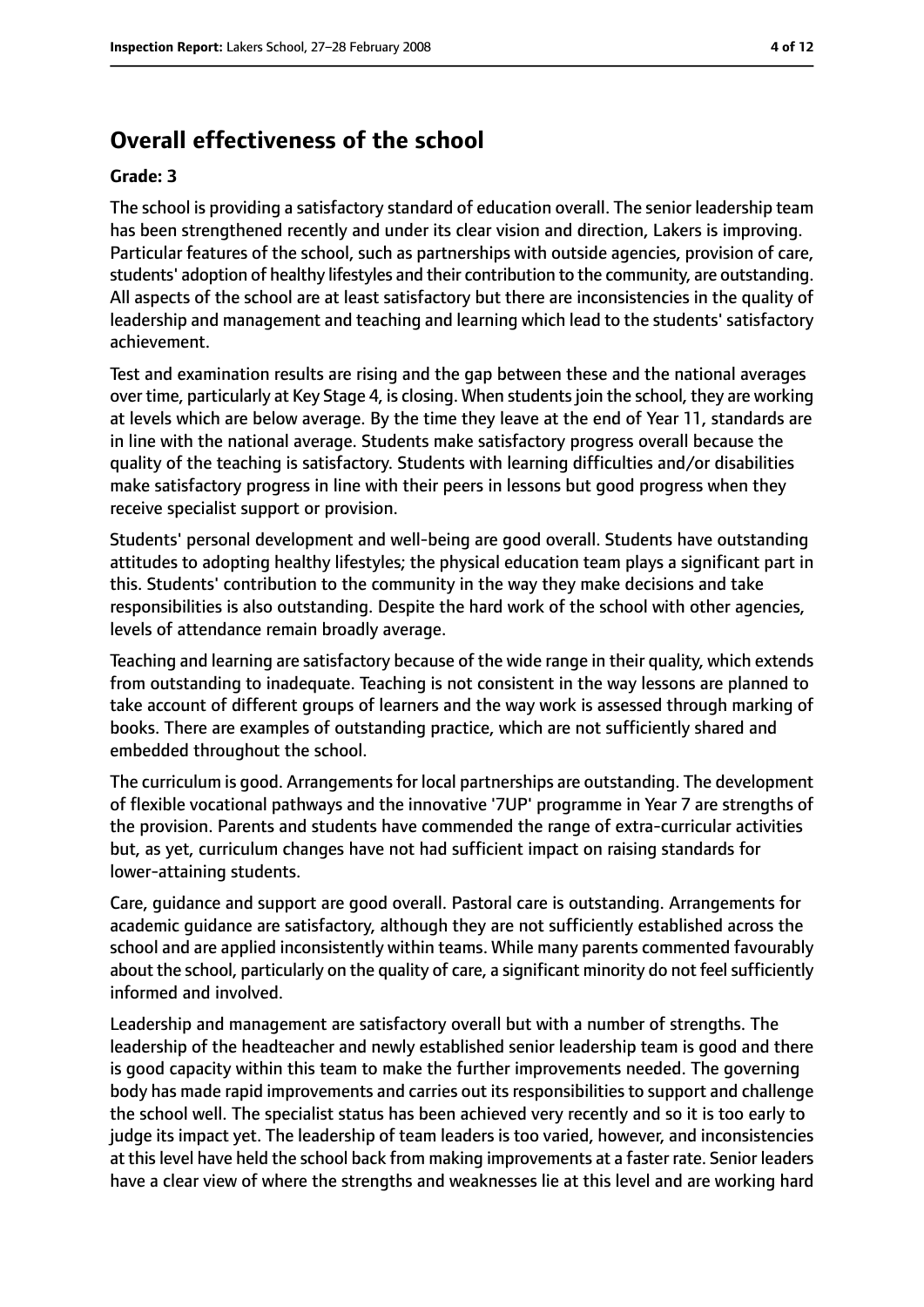## Overall effectiveness of the school

**Grade: 3**

The school is providing a satisfactory standard of education overall. The senior leadership team has been strengthened recently and under its clear vision and direction, Lakers is improving. Particular features of the school, such as partnerships with outside agencies, provision of care, students' adoption of healthy lifestyles and their contribution to the community, are outstanding. All aspects of the school are at least satisfactory but there are inconsistencies in the quality of leadership and management and teaching and learning which lead to the students' satisfactory achievement.

Test and examination results are rising and the gap between these and the national averages over time, particularly at Key Stage 4, is closing. When students join the school, they are working at levels which are below average. By the time they leave at the end of Year 11, standards are in line with the national average. Students make satisfactory progress overall because the quality of the teaching is satisfactory. Students with learning difficulties and/or disabilities make satisfactory progress in line with their peers in lessons but good progress when they receive specialist support or provision.

Students' personal development and well-being are good overall. Students have outstanding attitudes to adopting healthy lifestyles; the physical education team plays a significant part in this. Students' contribution to the community in the way they make decisions and take responsibilities is also outstanding. Despite the hard work of the school with other agencies, levels of attendance remain broadly average.

Teaching and learning are satisfactory because of the wide range in their quality, which extends from outstanding to inadequate. Teaching is not consistent in the way lessons are planned to take account of different groups of learners and the way work is assessed through marking of books. There are examples of outstanding practice, which are not sufficiently shared and embedded throughout the school.

The curriculum is good. Arrangements for local partnerships are outstanding. The development of flexible vocational pathways and the innovative '7UP' programme in Year 7 are strengths of the provision. Parents and students have commended the range of extra-curricular activities but, as yet, curriculum changes have not had sufficient impact on raising standards for lower-attaining students.

Care, guidance and support are good overall. Pastoral care is outstanding. Arrangements for academic guidance are satisfactory, although they are not sufficiently established across the school and are applied inconsistently within teams. While many parents commented favourably about the school, particularly on the quality of care, a significant minority do not feel sufficiently informed and involved.

Leadership and management are satisfactory overall but with a number of strengths. The leadership of the headteacher and newly established senior leadership team is good and there is good capacity within this team to make the further improvements needed. The governing body has made rapid improvements and carries out its responsibilities to support and challenge the school well. The specialist status has been achieved very recently and so it is too early to judge its impact yet. The leadership of team leaders is too varied, however, and inconsistencies at this level have held the school back from making improvements at a faster rate. Senior leaders have a clear view of where the strengths and weaknesses lie at this level and are working hard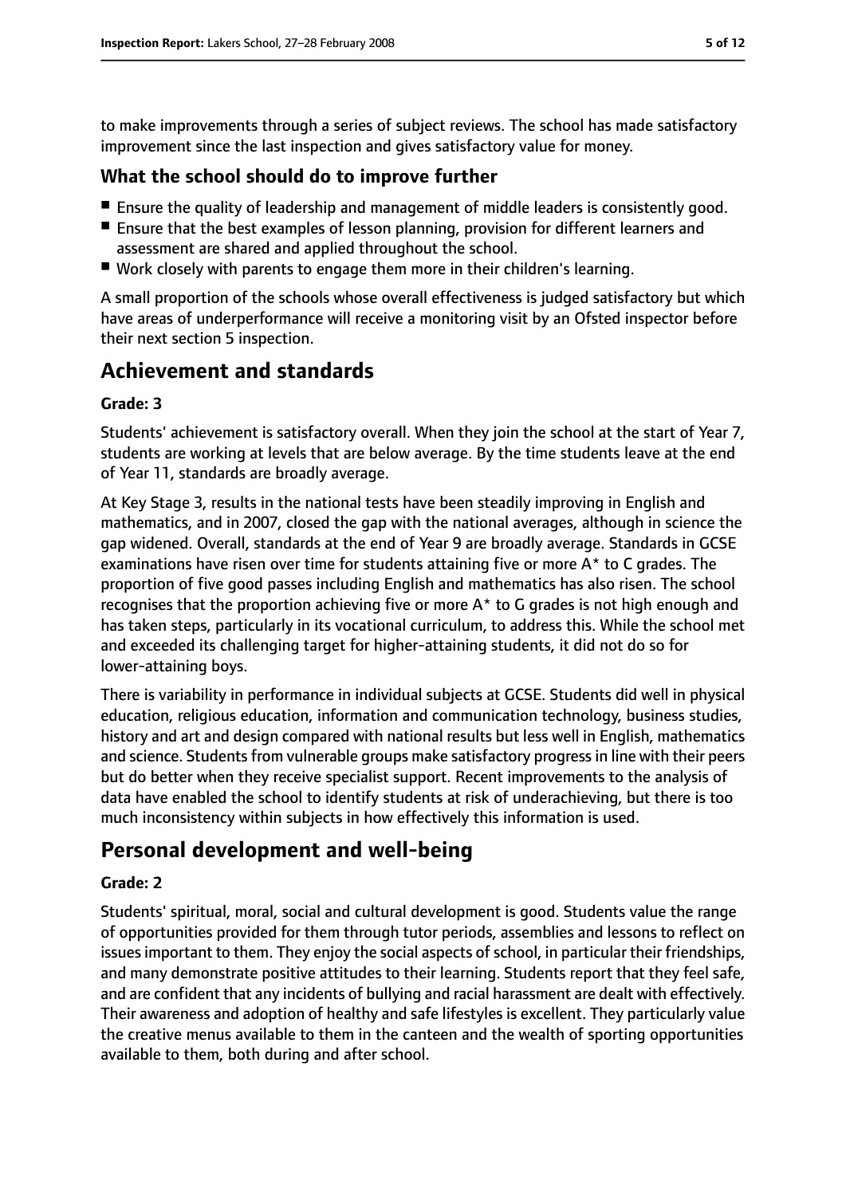to make improvements through a series of subject reviews. The school has made satisfactory improvement since the last inspection and gives satisfactory value for money.

### What the school should do to improve further

- Ensure the quality of leadership and management of middle leaders is consistently good.
- Ensure that the best examples of lesson planning, provision for different learners and assessment are shared and applied throughout the school.
- Work closely with parents to engage them more in their children's learning.

A small proportion of the schools whose overall effectiveness is judged satisfactory but which have areas of underperformance will receive a monitoring visit by an Ofsted inspector before their next section 5 inspection.

## Achievement and standards

#### Grade: 3

Students' achievement is satisfactory overall. When they join the school at the start of Year 7, students are working at levels that are below average. By the time students leave at the end of Year 11, standards are broadly average.

At Key Stage 3, results in the national tests have been steadily improving in English and mathematics, and in 2007, closed the gap with the national averages, although in science the gap widened. Overall, standards at the end of Year 9 are broadly average. Standards in GCSE examinations have risen over time for students attaining five or more A* to C grades. The proportion of five good passes including English and mathematics has also risen. The school recognises that the proportion achieving five or more A* to G grades is not high enough and has taken steps, particularly in its vocational curriculum, to address this. While the school met and exceeded its challenging target for higher-attaining students, it did not do so for lower-attaining boys.

There is variability in performance in individual subjects at GCSE. Students did well in physical education, religious education, information and communication technology, business studies, history and art and design compared with national results but less well in English, mathematics and science. Students from vulnerable groups make satisfactory progress in line with their peers but do better when they receive specialist support. Recent improvements to the analysis of data have enabled the school to identify students at risk of underachieving, but there is too much inconsistency within subjects in how effectively this information is used.

## Personal development and well-being

#### Grade: 2

Students' spiritual, moral, social and cultural development is good. Students value the range of opportunities provided for them through tutor periods, assemblies and lessons to reflect on issues important to them. They enjoy the social aspects of school, in particular their friendships, and many demonstrate positive attitudes to their learning. Students report that they feel safe, and are confident that any incidents of bullying and racial harassment are dealt with effectively. Their awareness and adoption of healthy and safe lifestyles is excellent. They particularly value the creative menus available to them in the canteen and the wealth of sporting opportunities available to them, both during and after school.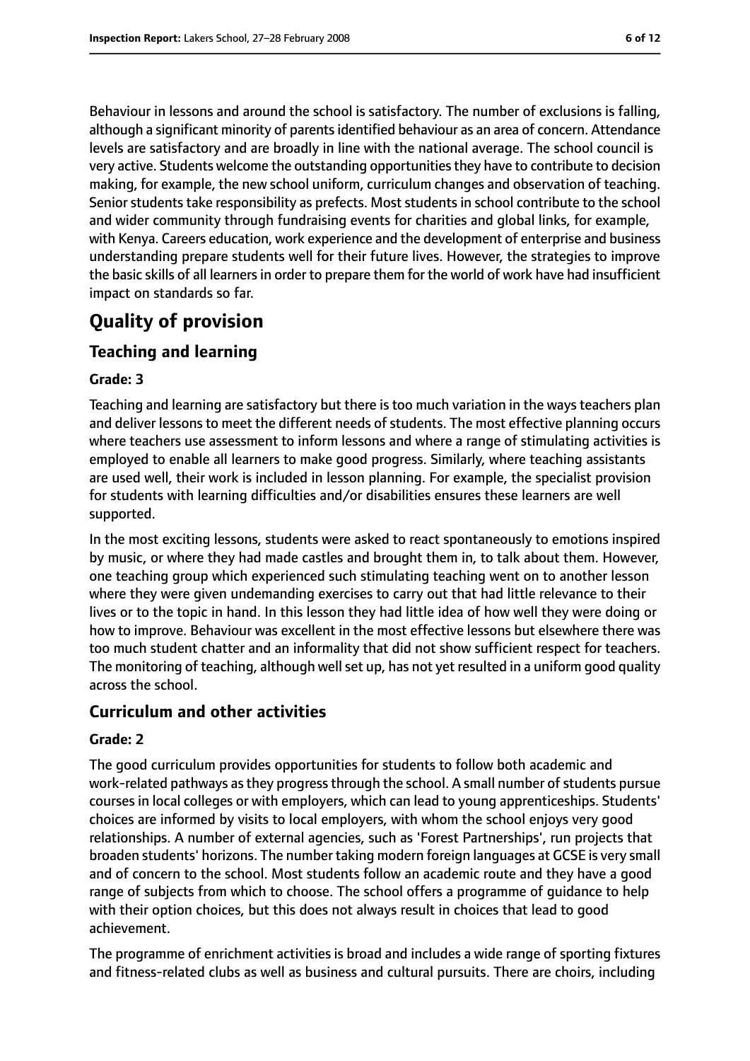Behaviour in lessons and around the school is satisfactory. The number of exclusions is falling, although a significant minority of parents identified behaviour as an area of concern. Attendance levels are satisfactory and are broadly in line with the national average. The school council is very active. Students welcome the outstanding opportunities they have to contribute to decision making, for example, the new school uniform, curriculum changes and observation of teaching. Senior students take responsibility as prefects. Most students in school contribute to the school and wider community through fundraising events for charities and global links, for example, with Kenya. Careers education, work experience and the development of enterprise and business understanding prepare students well for their future lives. However, the strategies to improve the basic skills of all learners in order to prepare them for the world of work have had insufficient impact on standards so far.

# Quality of provision

## Teaching and learning

### Grade: 3

Teaching and learning are satisfactory but there is too much variation in the ways teachers plan and deliver lessons to meet the different needs of students. The most effective planning occurs where teachers use assessment to inform lessons and where a range of stimulating activities is employed to enable all learners to make good progress. Similarly, where teaching assistants are used well, their work is included in lesson planning. For example, the specialist provision for students with learning difficulties and/or disabilities ensures these learners are well supported.

In the most exciting lessons, students were asked to react spontaneously to emotions inspired by music, or where they had made castles and brought them in, to talk about them. However, one teaching group which experienced such stimulating teaching went on to another lesson where they were given undemanding exercises to carry out that had little relevance to their lives or to the topic in hand. In this lesson they had little idea of how well they were doing or how to improve. Behaviour was excellent in the most effective lessons but elsewhere there was too much student chatter and an informality that did not show sufficient respect for teachers. The monitoring of teaching, although well set up, has not yet resulted in a uniform good quality across the school.

## Curriculum and other activities

### Grade: 2

The good curriculum provides opportunities for students to follow both academic and work-related pathways as they progress through the school. A small number of students pursue courses in local colleges or with employers, which can lead to young apprenticeships. Students' choices are informed by visits to local employers, with whom the school enjoys very good relationships. A number of external agencies, such as 'Forest Partnerships', run projects that broaden students' horizons. The number taking modern foreign languages at GCSE is very small and of concern to the school. Most students follow an academic route and they have a good range of subjects from which to choose. The school offers a programme of guidance to help with their option choices, but this does not always result in choices that lead to good achievement.

The programme of enrichment activities is broad and includes a wide range of sporting fixtures and fitness-related clubs as well as business and cultural pursuits. There are choirs, including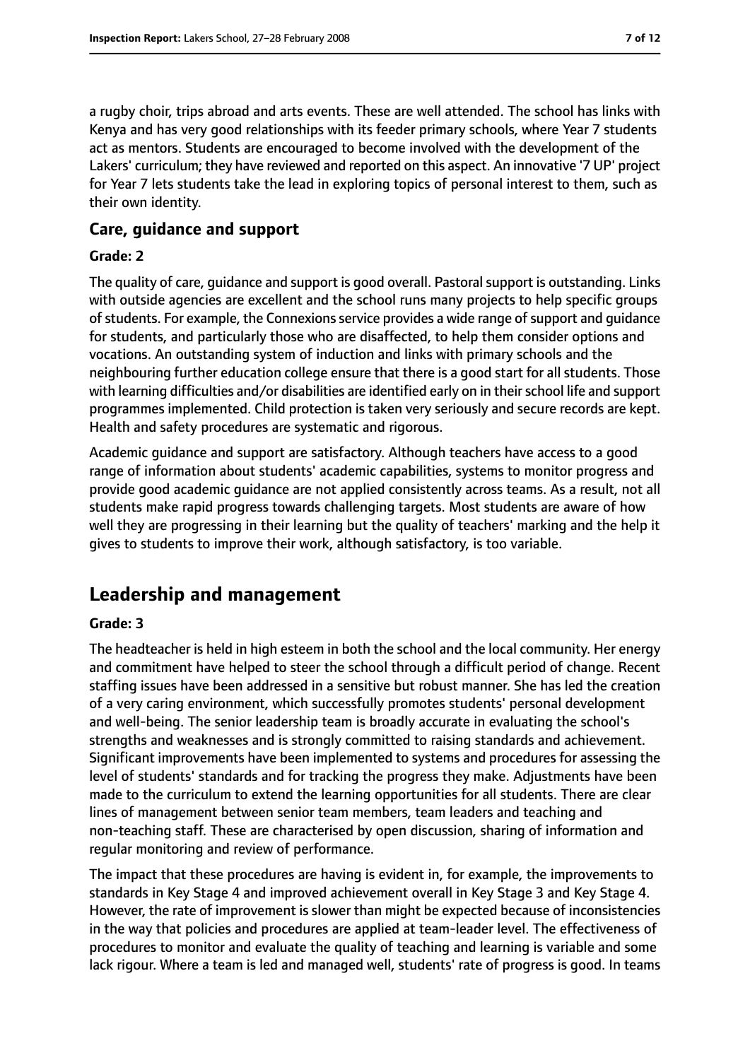a rugby choir, trips abroad and arts events. These are well attended. The school has links with Kenya and has very good relationships with its feeder primary schools, where Year 7 students act as mentors. Students are encouraged to become involved with the development of the Lakers' curriculum; they have reviewed and reported on this aspect. An innovative '7 UP' project for Year 7 lets students take the lead in exploring topics of personal interest to them, such as their own identity.

### Care, guidance and support

#### Grade: 2

The quality of care, guidance and support is good overall. Pastoral support is outstanding. Links with outside agencies are excellent and the school runs many projects to help specific groups of students. For example, the Connexions service provides a wide range of support and guidance for students, and particularly those who are disaffected, to help them consider options and vocations. An outstanding system of induction and links with primary schools and the neighbouring further education college ensure that there is a good start for all students. Those with learning difficulties and/or disabilities are identified early on in their school life and support programmes implemented. Child protection is taken very seriously and secure records are kept. Health and safety procedures are systematic and rigorous.

Academic guidance and support are satisfactory. Although teachers have access to a good range of information about students' academic capabilities, systems to monitor progress and provide good academic guidance are not applied consistently across teams. As a result, not all students make rapid progress towards challenging targets. Most students are aware of how well they are progressing in their learning but the quality of teachers' marking and the help it gives to students to improve their work, although satisfactory, is too variable.

## Leadership and management

#### Grade: 3

The headteacher is held in high esteem in both the school and the local community. Her energy and commitment have helped to steer the school through a difficult period of change. Recent staffing issues have been addressed in a sensitive but robust manner. She has led the creation of a very caring environment, which successfully promotes students' personal development and well-being. The senior leadership team is broadly accurate in evaluating the school's strengths and weaknesses and is strongly committed to raising standards and achievement. Significant improvements have been implemented to systems and procedures for assessing the level of students' standards and for tracking the progress they make. Adjustments have been made to the curriculum to extend the learning opportunities for all students. There are clear lines of management between senior team members, team leaders and teaching and non-teaching staff. These are characterised by open discussion, sharing of information and regular monitoring and review of performance.

The impact that these procedures are having is evident in, for example, the improvements to standards in Key Stage 4 and improved achievement overall in Key Stage 3 and Key Stage 4. However, the rate of improvement is slower than might be expected because of inconsistencies in the way that policies and procedures are applied at team-leader level. The effectiveness of procedures to monitor and evaluate the quality of teaching and learning is variable and some lack rigour. Where a team is led and managed well, students' rate of progress is good. In teams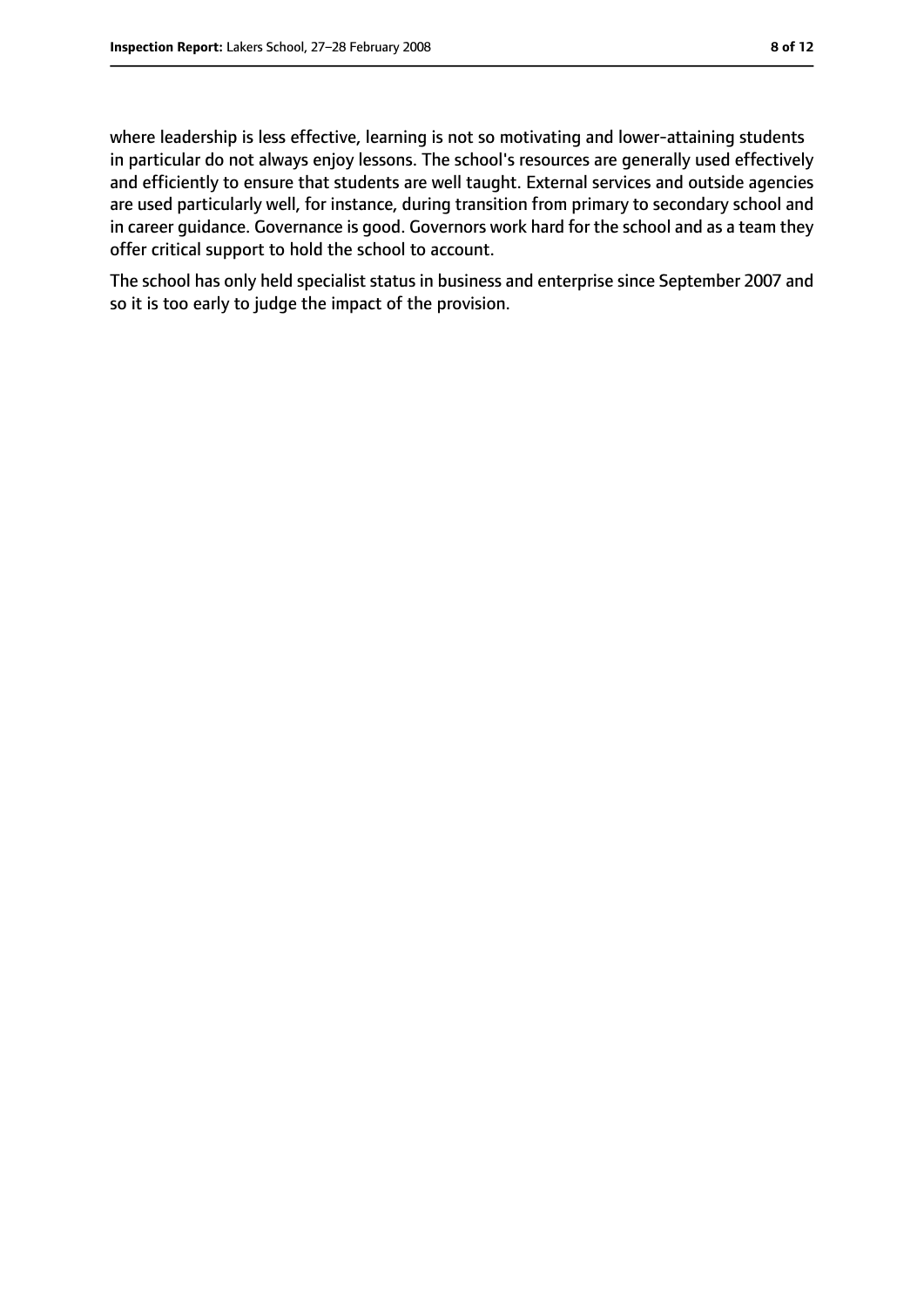where leadership is less effective, learning is not so motivating and lower-attaining students in particular do not always enjoy lessons. The school's resources are generally used effectively and efficiently to ensure that students are well taught. External services and outside agencies are used particularly well, for instance, during transition from primary to secondary school and in career guidance. Governance is good. Governors work hard for the school and as a team they offer critical support to hold the school to account.

The school has only held specialist status in business and enterprise since September 2007 and so it is too early to judge the impact of the provision.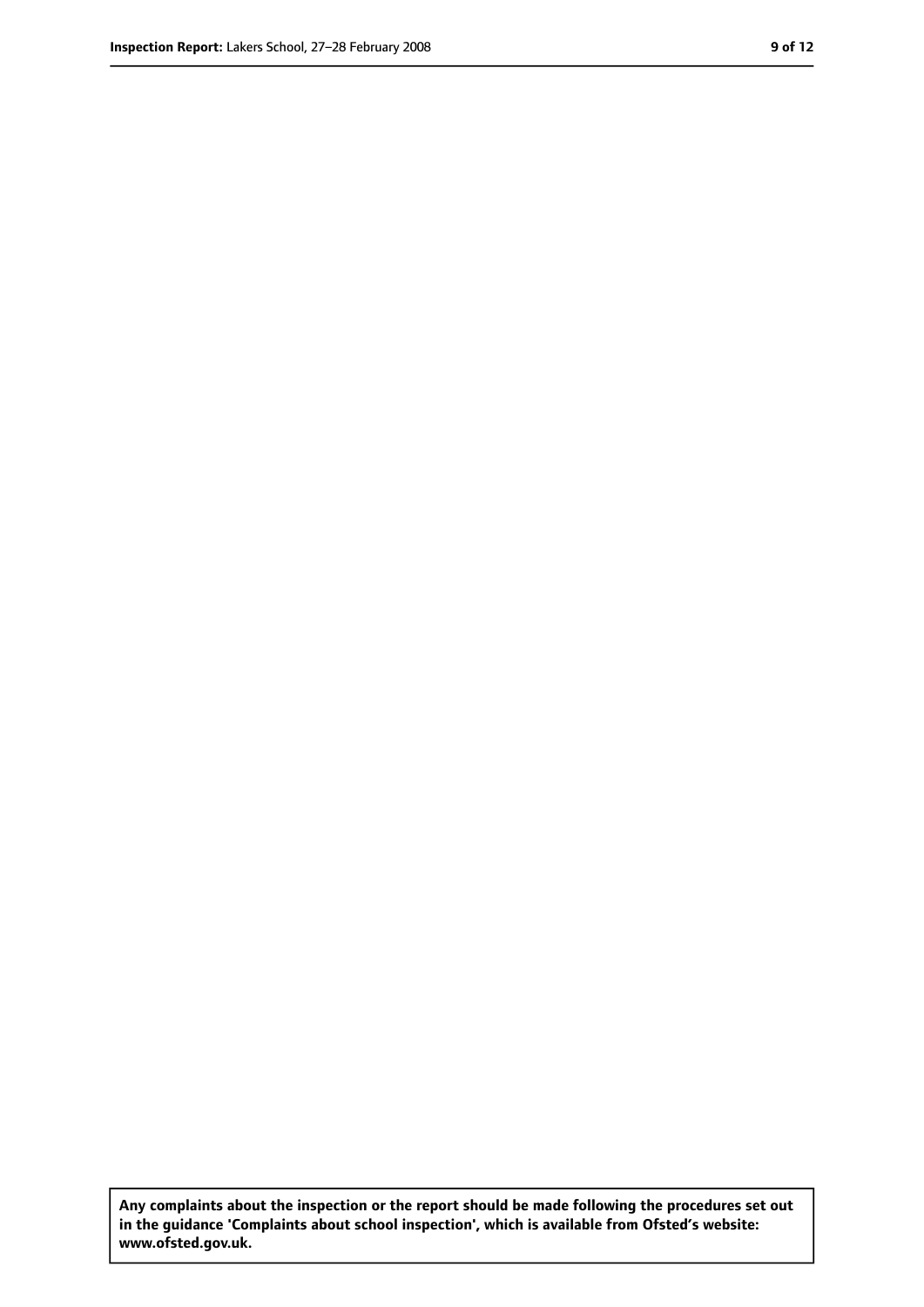**Any complaints about the inspection or the report should be made following the procedures set out in the guidance 'Complaints about school inspection', which is available from Ofsted's website: www.ofsted.gov.uk.**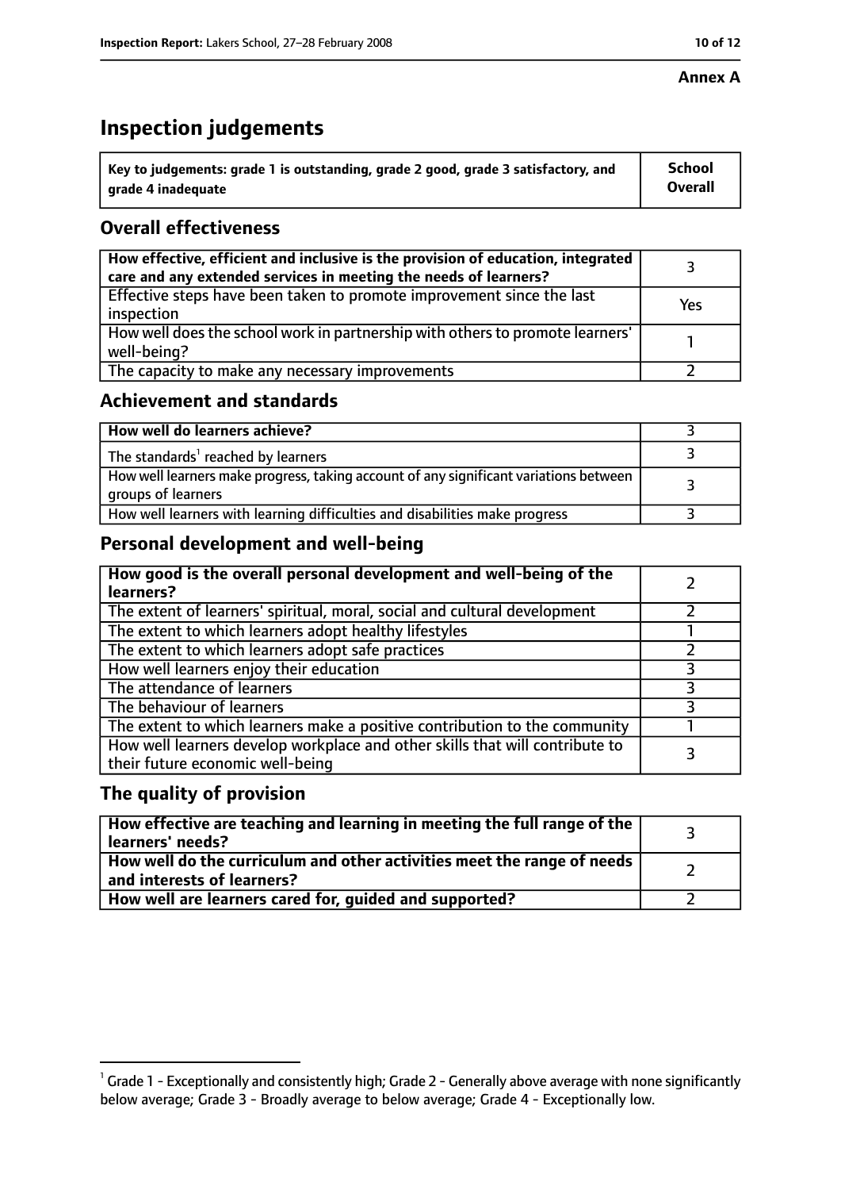**Annex A**

# Inspection judgements

| Key to judgements: grade 1 is outstanding, grade 2 good, grade 3 satisfactory, and grade 4 inadequate | School Overall |
|---|---|

## Overall effectiveness

| | |
|---|---|
| **How effective, efficient and inclusive is the provision of education, integrated care and any extended services in meeting the needs of learners?** | 3 |
| Effective steps have been taken to promote improvement since the last inspection | Yes |
| How well does the school work in partnership with others to promote learners' well-being? | 1 |
| The capacity to make any necessary improvements | 2 |

## Achievement and standards

| | |
|---|---|
| **How well do learners achieve?** | 3 |
| The standards[1] reached by learners | 3 |
| How well learners make progress, taking account of any significant variations between groups of learners | 3 |
| How well learners with learning difficulties and disabilities make progress | 3 |

## Personal development and well-being

| | |
|---|---|
| **How good is the overall personal development and well-being of the learners?** | 2 |
| The extent of learners' spiritual, moral, social and cultural development | 2 |
| The extent to which learners adopt healthy lifestyles | 1 |
| The extent to which learners adopt safe practices | 2 |
| How well learners enjoy their education | 3 |
| The attendance of learners | 3 |
| The behaviour of learners | 3 |
| The extent to which learners make a positive contribution to the community | 1 |
| How well learners develop workplace and other skills that will contribute to their future economic well-being | 3 |

## The quality of provision

| | |
|---|---|
| **How effective are teaching and learning in meeting the full range of the learners' needs?** | 3 |
| **How well do the curriculum and other activities meet the range of needs and interests of learners?** | 2 |
| **How well are learners cared for, guided and supported?** | 2 |

[1] Grade 1 - Exceptionally and consistently high; Grade 2 - Generally above average with none significantly below average; Grade 3 - Broadly average to below average; Grade 4 - Exceptionally low.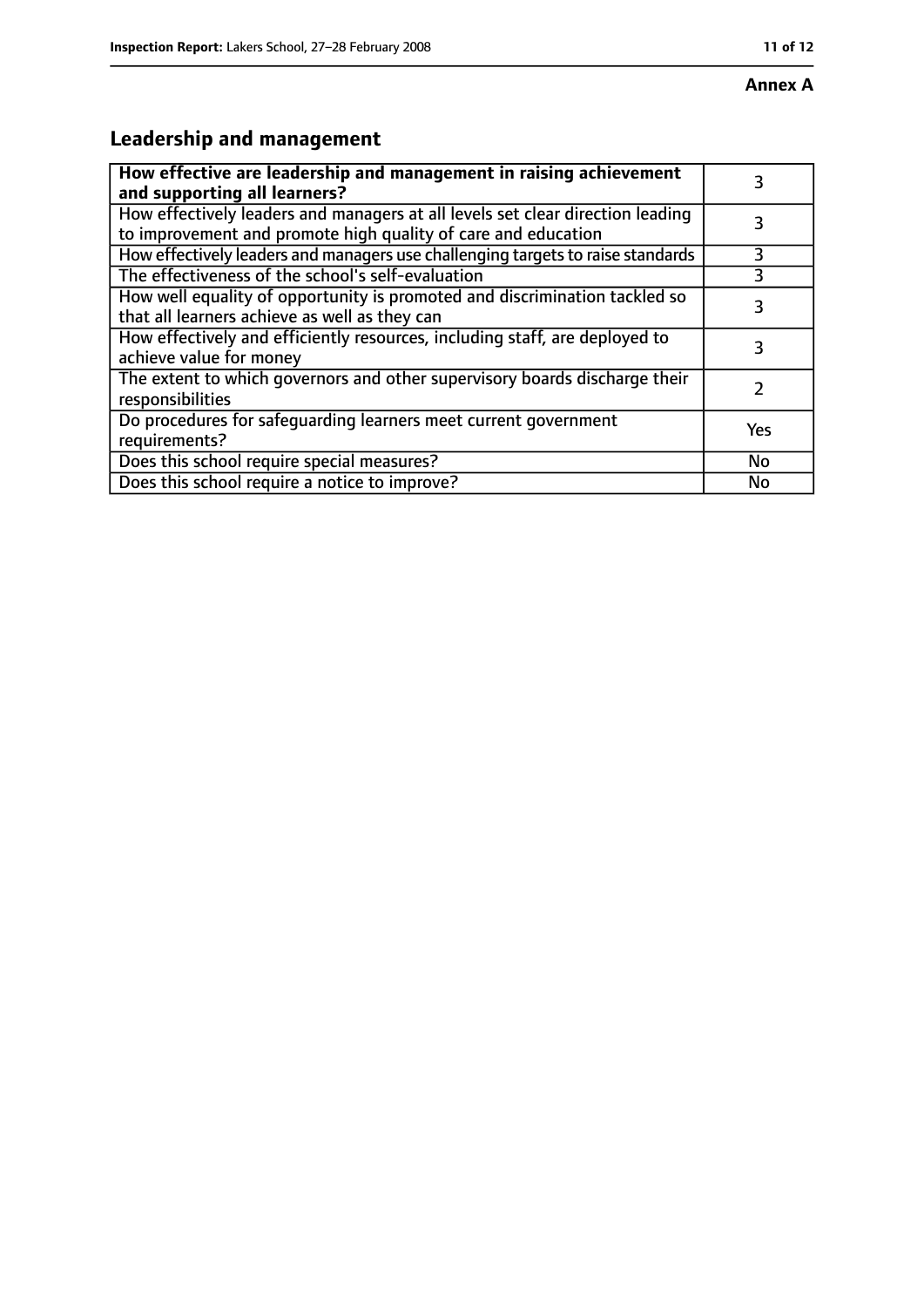**Annex A**

## Leadership and management

| **How effective are leadership and management in raising achievement and supporting all learners?** | 3 |
|---|---|
| How effectively leaders and managers at all levels set clear direction leading to improvement and promote high quality of care and education | 3 |
| How effectively leaders and managers use challenging targets to raise standards | 3 |
| The effectiveness of the school's self-evaluation | 3 |
| How well equality of opportunity is promoted and discrimination tackled so that all learners achieve as well as they can | 3 |
| How effectively and efficiently resources, including staff, are deployed to achieve value for money | 3 |
| The extent to which governors and other supervisory boards discharge their responsibilities | 2 |
| Do procedures for safeguarding learners meet current government requirements? | Yes |
| Does this school require special measures? | No |
| Does this school require a notice to improve? | No |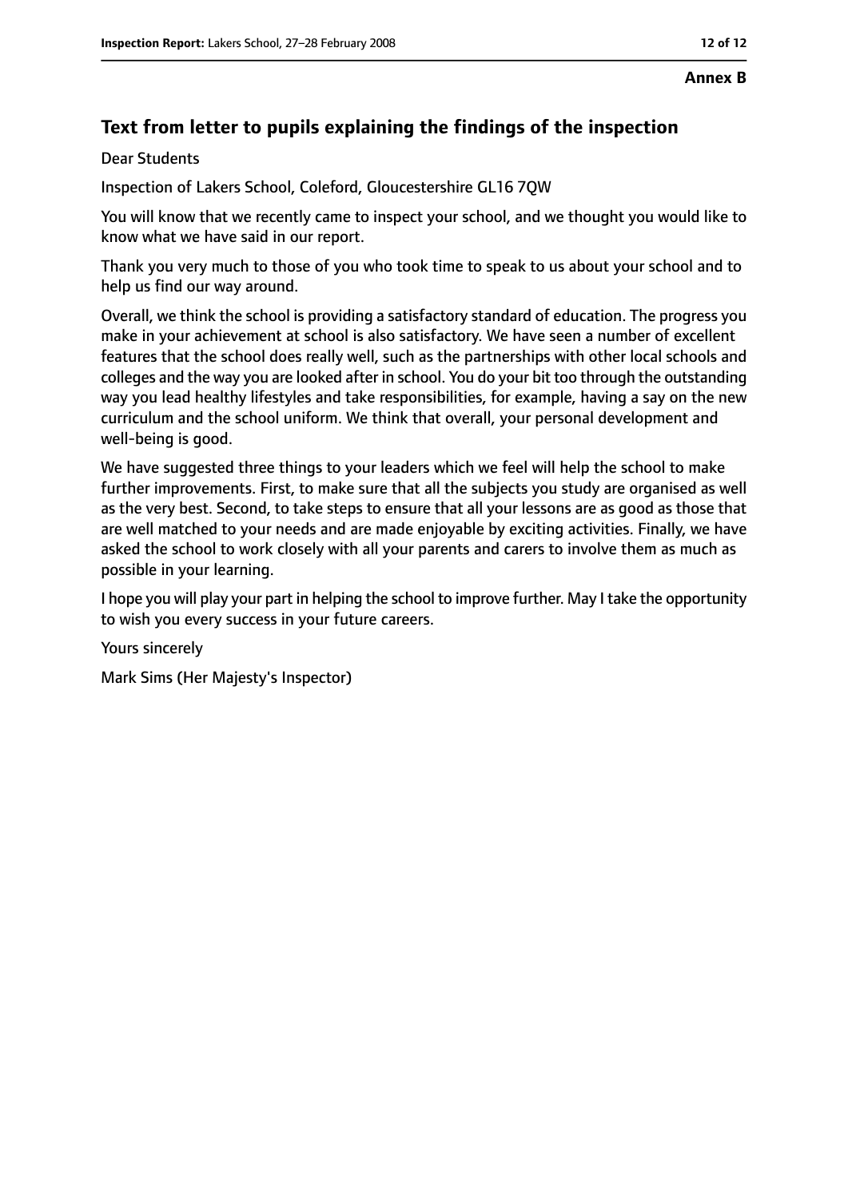**Annex B**

## Text from letter to pupils explaining the findings of the inspection

Dear Students

Inspection of Lakers School, Coleford, Gloucestershire GL16 7QW

You will know that we recently came to inspect your school, and we thought you would like to know what we have said in our report.

Thank you very much to those of you who took time to speak to us about your school and to help us find our way around.

Overall, we think the school is providing a satisfactory standard of education. The progress you make in your achievement at school is also satisfactory. We have seen a number of excellent features that the school does really well, such as the partnerships with other local schools and colleges and the way you are looked after in school. You do your bit too through the outstanding way you lead healthy lifestyles and take responsibilities, for example, having a say on the new curriculum and the school uniform. We think that overall, your personal development and well-being is good.

We have suggested three things to your leaders which we feel will help the school to make further improvements. First, to make sure that all the subjects you study are organised as well as the very best. Second, to take steps to ensure that all your lessons are as good as those that are well matched to your needs and are made enjoyable by exciting activities. Finally, we have asked the school to work closely with all your parents and carers to involve them as much as possible in your learning.

I hope you will play your part in helping the school to improve further. May I take the opportunity to wish you every success in your future careers.

Yours sincerely

Mark Sims (Her Majesty's Inspector)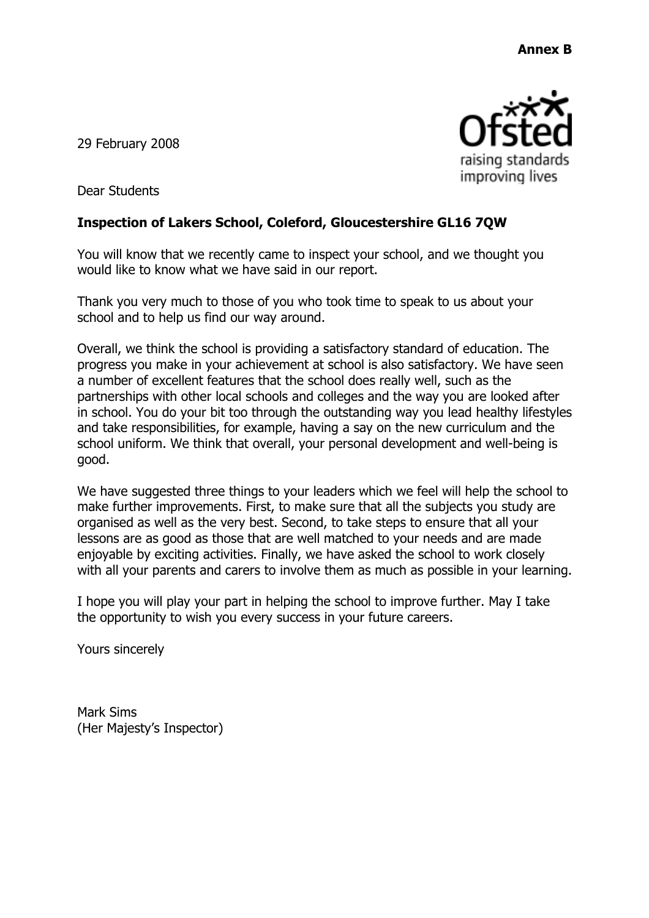**Annex B**

29 February 2008

Dear Students

**Inspection of Lakers School, Coleford, Gloucestershire GL16 7QW**

You will know that we recently came to inspect your school, and we thought you would like to know what we have said in our report.

Thank you very much to those of you who took time to speak to us about your school and to help us find our way around.

Overall, we think the school is providing a satisfactory standard of education. The progress you make in your achievement at school is also satisfactory. We have seen a number of excellent features that the school does really well, such as the partnerships with other local schools and colleges and the way you are looked after in school. You do your bit too through the outstanding way you lead healthy lifestyles and take responsibilities, for example, having a say on the new curriculum and the school uniform. We think that overall, your personal development and well-being is good.

We have suggested three things to your leaders which we feel will help the school to make further improvements. First, to make sure that all the subjects you study are organised as well as the very best. Second, to take steps to ensure that all your lessons are as good as those that are well matched to your needs and are made enjoyable by exciting activities. Finally, we have asked the school to work closely with all your parents and carers to involve them as much as possible in your learning.

I hope you will play your part in helping the school to improve further. May I take the opportunity to wish you every success in your future careers.

Yours sincerely

Mark Sims
(Her Majesty's Inspector)